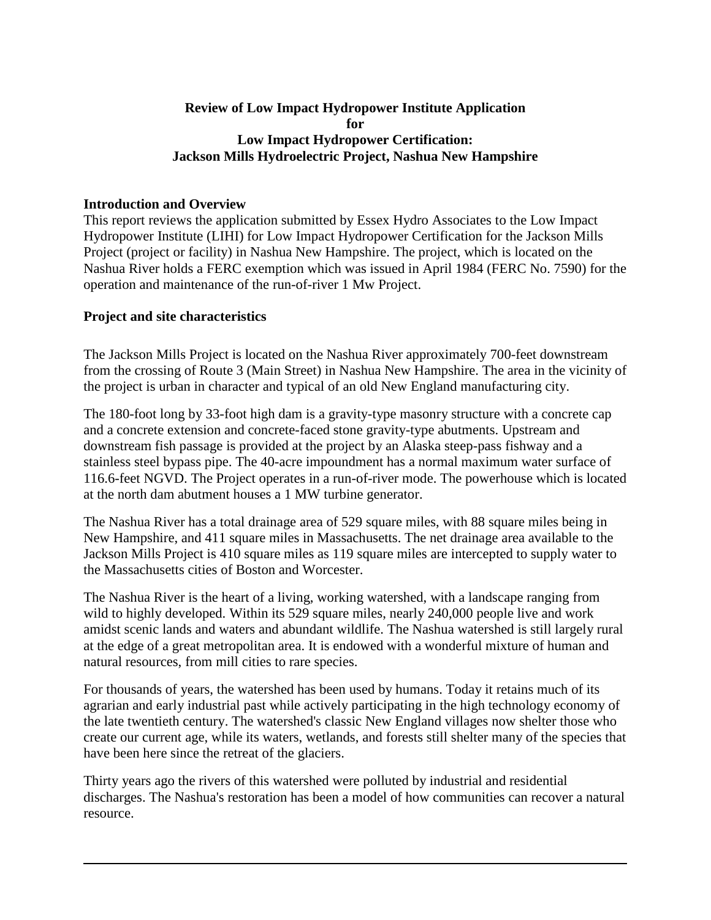**Review of Low Impact Hydropower Institute Application for Low Impact Hydropower Certification: Jackson Mills Hydroelectric Project, Nashua New Hampshire**

## Introduction and Overview

This report reviews the application submitted by Essex Hydro Associates to the Low Impact Hydropower Institute (LIHI) for Low Impact Hydropower Certification for the Jackson Mills Project (project or facility) in Nashua New Hampshire. The project, which is located on the Nashua River holds a FERC exemption which was issued in April 1984 (FERC No. 7590) for the operation and maintenance of the run-of-river 1 Mw Project.

## Project and site characteristics

The Jackson Mills Project is located on the Nashua River approximately 700-feet downstream from the crossing of Route 3 (Main Street) in Nashua New Hampshire. The area in the vicinity of the project is urban in character and typical of an old New England manufacturing city.

The 180-foot long by 33-foot high dam is a gravity-type masonry structure with a concrete cap and a concrete extension and concrete-faced stone gravity-type abutments. Upstream and downstream fish passage is provided at the project by an Alaska steep-pass fishway and a stainless steel bypass pipe. The 40-acre impoundment has a normal maximum water surface of 116.6-feet NGVD. The Project operates in a run-of-river mode. The powerhouse which is located at the north dam abutment houses a 1 MW turbine generator.

The Nashua River has a total drainage area of 529 square miles, with 88 square miles being in New Hampshire, and 411 square miles in Massachusetts. The net drainage area available to the Jackson Mills Project is 410 square miles as 119 square miles are intercepted to supply water to the Massachusetts cities of Boston and Worcester.

The Nashua River is the heart of a living, working watershed, with a landscape ranging from wild to highly developed. Within its 529 square miles, nearly 240,000 people live and work amidst scenic lands and waters and abundant wildlife. The Nashua watershed is still largely rural at the edge of a great metropolitan area. It is endowed with a wonderful mixture of human and natural resources, from mill cities to rare species.

For thousands of years, the watershed has been used by humans. Today it retains much of its agrarian and early industrial past while actively participating in the high technology economy of the late twentieth century. The watershed's classic New England villages now shelter those who create our current age, while its waters, wetlands, and forests still shelter many of the species that have been here since the retreat of the glaciers.

Thirty years ago the rivers of this watershed were polluted by industrial and residential discharges. The Nashua's restoration has been a model of how communities can recover a natural resource.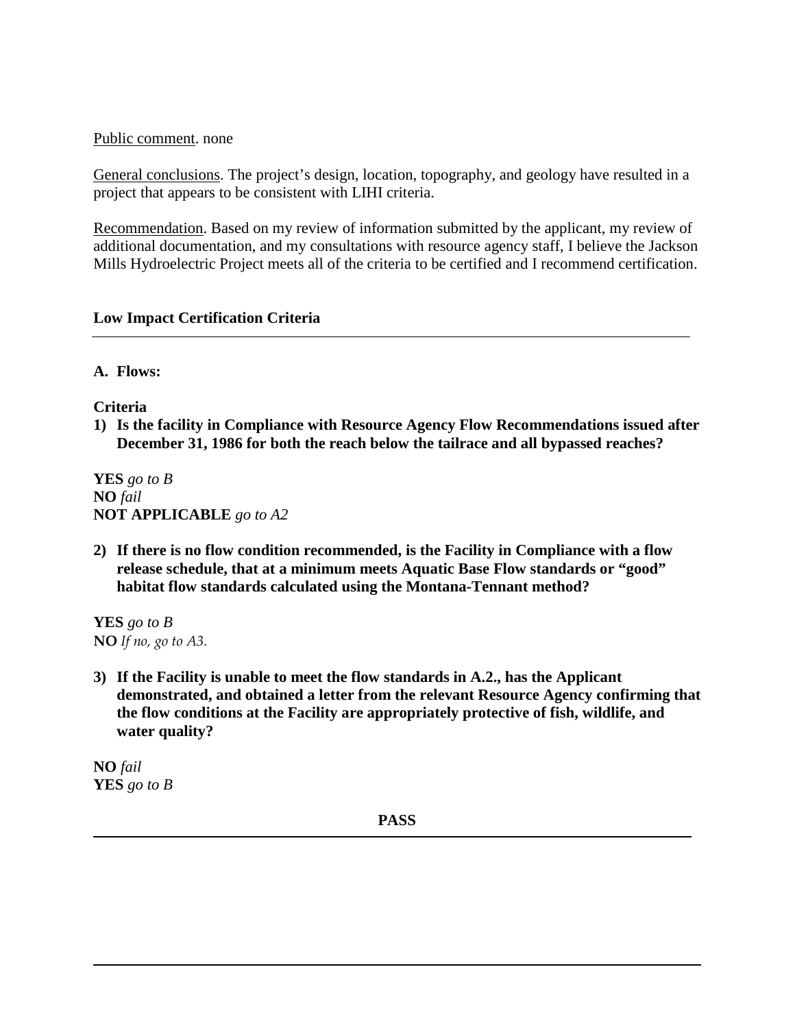Public comment. none

General conclusions. The project's design, location, topography, and geology have resulted in a project that appears to be consistent with LIHI criteria.

Recommendation. Based on my review of information submitted by the applicant, my review of additional documentation, and my consultations with resource agency staff, I believe the Jackson Mills Hydroelectric Project meets all of the criteria to be certified and I recommend certification.

## Low Impact Certification Criteria

---

### A. Flows:

**Criteria**

1) **Is the facility in Compliance with Resource Agency Flow Recommendations issued after December 31, 1986 for both the reach below the tailrace and all bypassed reaches?**

**YES** *go to B*
**NO** *fail*
**NOT APPLICABLE** *go to A2*

2) **If there is no flow condition recommended, is the Facility in Compliance with a flow release schedule, that at a minimum meets Aquatic Base Flow standards or "good" habitat flow standards calculated using the Montana-Tennant method?**

**YES** *go to B*
**NO** *If no, go to A3.*

3) **If the Facility is unable to meet the flow standards in A.2., has the Applicant demonstrated, and obtained a letter from the relevant Resource Agency confirming that the flow conditions at the Facility are appropriately protective of fish, wildlife, and water quality?**

**NO** *fail*
**YES** *go to B*

**PASS**

---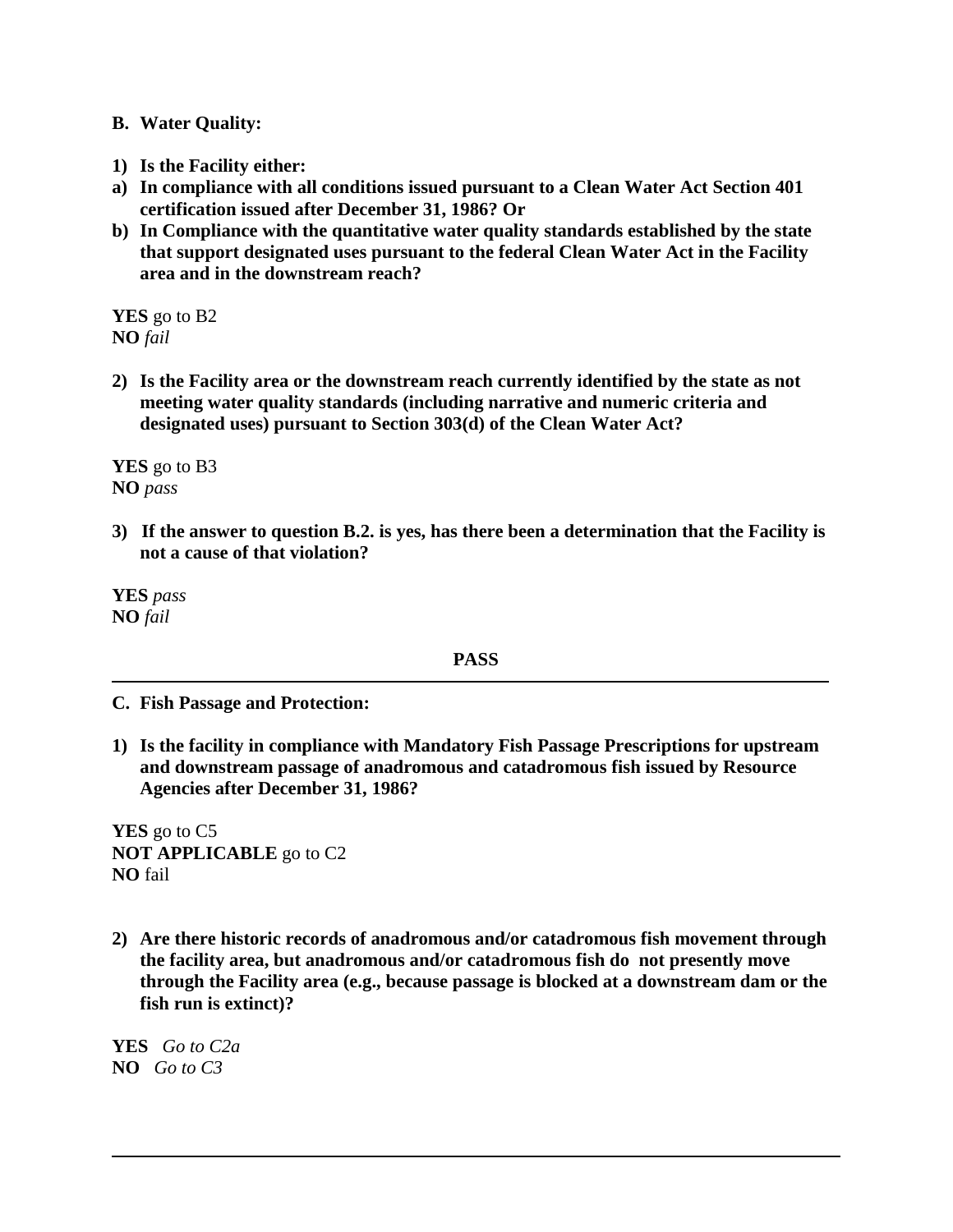**B. Water Quality:**

**1) Is the Facility either:**

**a) In compliance with all conditions issued pursuant to a Clean Water Act Section 401 certification issued after December 31, 1986? Or**

**b) In Compliance with the quantitative water quality standards established by the state that support designated uses pursuant to the federal Clean Water Act in the Facility area and in the downstream reach?**

**YES** go to B2
**NO** *fail*

**2) Is the Facility area or the downstream reach currently identified by the state as not meeting water quality standards (including narrative and numeric criteria and designated uses) pursuant to Section 303(d) of the Clean Water Act?**

**YES** go to B3
**NO** *pass*

**3) If the answer to question B.2. is yes, has there been a determination that the Facility is not a cause of that violation?**

**YES** *pass*
**NO** *fail*

**PASS**

---

**C. Fish Passage and Protection:**

**1) Is the facility in compliance with Mandatory Fish Passage Prescriptions for upstream and downstream passage of anadromous and catadromous fish issued by Resource Agencies after December 31, 1986?**

**YES** go to C5
**NOT APPLICABLE** go to C2
**NO** fail

**2) Are there historic records of anadromous and/or catadromous fish movement through the facility area, but anadromous and/or catadromous fish do not presently move through the Facility area (e.g., because passage is blocked at a downstream dam or the fish run is extinct)?**

**YES** *Go to C2a*
**NO** *Go to C3*

---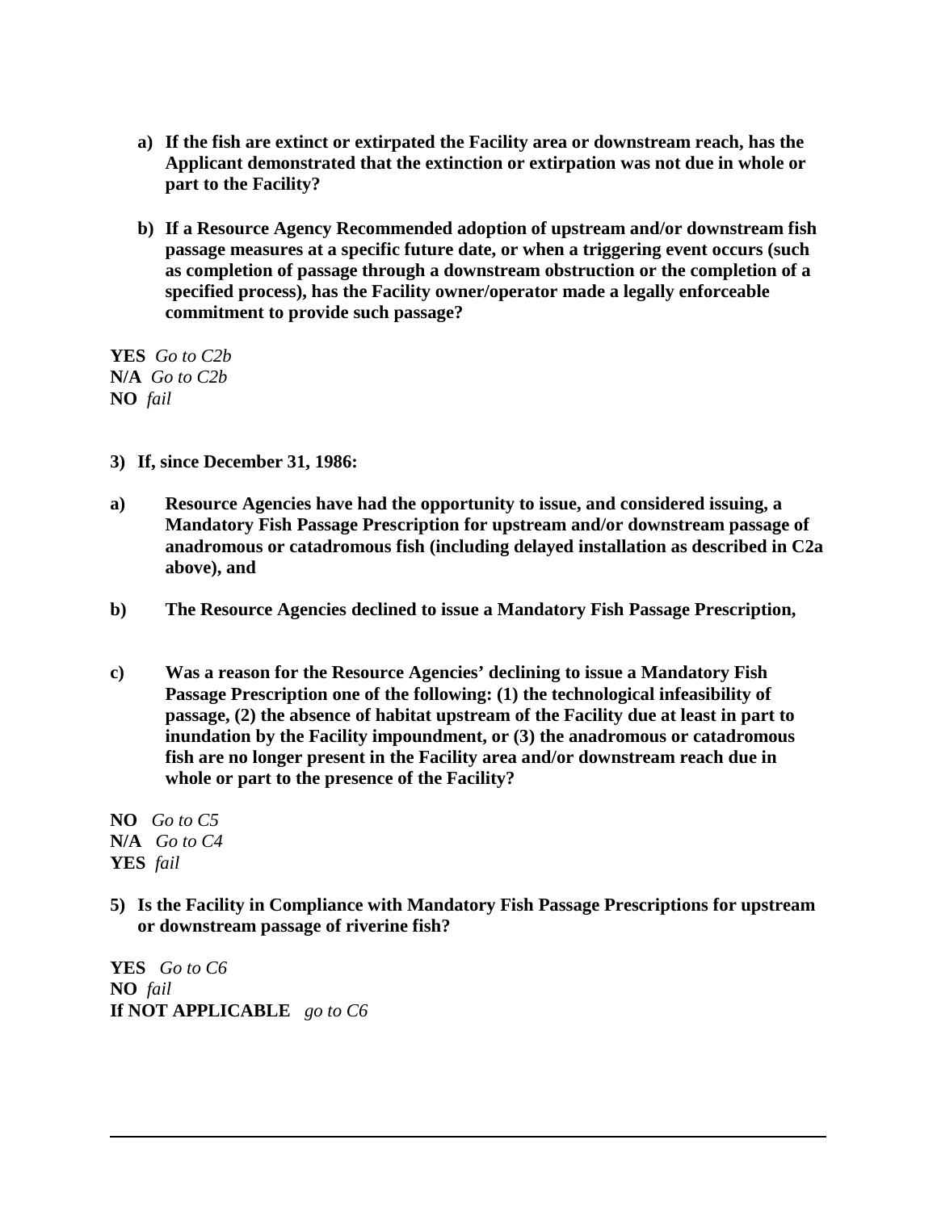a) **If the fish are extinct or extirpated the Facility area or downstream reach, has the Applicant demonstrated that the extinction or extirpation was not due in whole or part to the Facility?**

b) **If a Resource Agency Recommended adoption of upstream and/or downstream fish passage measures at a specific future date, or when a triggering event occurs (such as completion of passage through a downstream obstruction or the completion of a specified process), has the Facility owner/operator made a legally enforceable commitment to provide such passage?**

**YES** *Go to C2b*
**N/A** *Go to C2b*
**NO** *fail*

3) **If, since December 31, 1986:**

a) **Resource Agencies have had the opportunity to issue, and considered issuing, a Mandatory Fish Passage Prescription for upstream and/or downstream passage of anadromous or catadromous fish (including delayed installation as described in C2a above), and**

b) **The Resource Agencies declined to issue a Mandatory Fish Passage Prescription,**

c) **Was a reason for the Resource Agencies' declining to issue a Mandatory Fish Passage Prescription one of the following: (1) the technological infeasibility of passage, (2) the absence of habitat upstream of the Facility due at least in part to inundation by the Facility impoundment, or (3) the anadromous or catadromous fish are no longer present in the Facility area and/or downstream reach due in whole or part to the presence of the Facility?**

**NO** *Go to C5*
**N/A** *Go to C4*
**YES** *fail*

5) **Is the Facility in Compliance with Mandatory Fish Passage Prescriptions for upstream or downstream passage of riverine fish?**

**YES** *Go to C6*
**NO** *fail*
**If NOT APPLICABLE** *go to C6*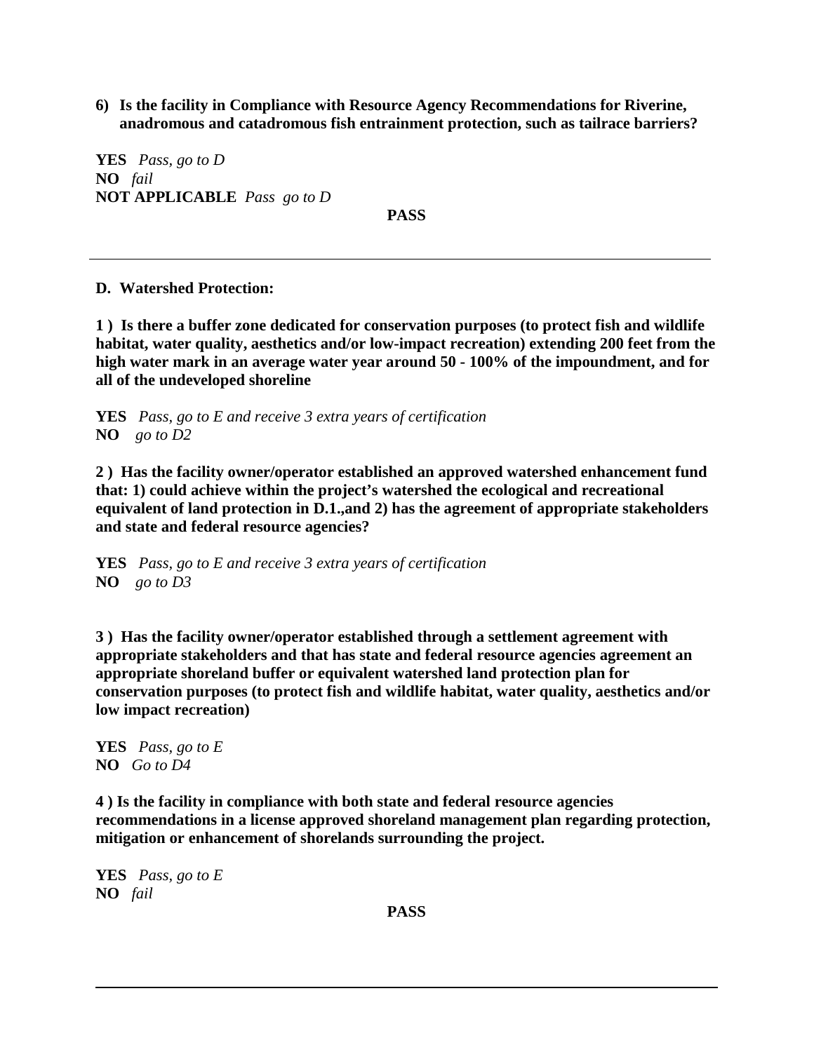**6) Is the facility in Compliance with Resource Agency Recommendations for Riverine, anadromous and catadromous fish entrainment protection, such as tailrace barriers?**

**YES** *Pass, go to D*
**NO** *fail*
**NOT APPLICABLE** *Pass go to D*

**PASS**

---

**D. Watershed Protection:**

**1 ) Is there a buffer zone dedicated for conservation purposes (to protect fish and wildlife habitat, water quality, aesthetics and/or low-impact recreation) extending 200 feet from the high water mark in an average water year around 50 - 100% of the impoundment, and for all of the undeveloped shoreline**

**YES** *Pass, go to E and receive 3 extra years of certification*
**NO** *go to D2*

**2 ) Has the facility owner/operator established an approved watershed enhancement fund that: 1) could achieve within the project's watershed the ecological and recreational equivalent of land protection in D.1.,and 2) has the agreement of appropriate stakeholders and state and federal resource agencies?**

**YES** *Pass, go to E and receive 3 extra years of certification*
**NO** *go to D3*

**3 ) Has the facility owner/operator established through a settlement agreement with appropriate stakeholders and that has state and federal resource agencies agreement an appropriate shoreland buffer or equivalent watershed land protection plan for conservation purposes (to protect fish and wildlife habitat, water quality, aesthetics and/or low impact recreation)**

**YES** *Pass, go to E*
**NO** *Go to D4*

**4 ) Is the facility in compliance with both state and federal resource agencies recommendations in a license approved shoreland management plan regarding protection, mitigation or enhancement of shorelands surrounding the project.**

**YES** *Pass, go to E*
**NO** *fail*

**PASS**

---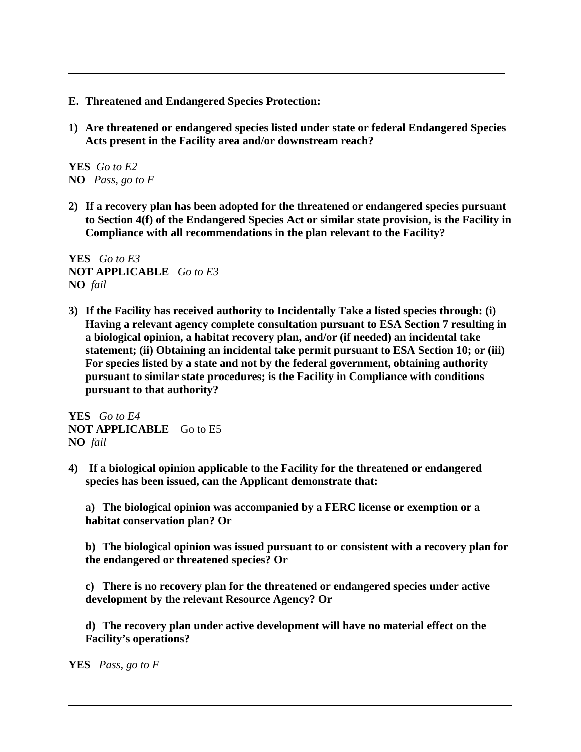**E. Threatened and Endangered Species Protection:**

**1) Are threatened or endangered species listed under state or federal Endangered Species Acts present in the Facility area and/or downstream reach?**

**YES** *Go to E2*
**NO** *Pass, go to F*

**2) If a recovery plan has been adopted for the threatened or endangered species pursuant to Section 4(f) of the Endangered Species Act or similar state provision, is the Facility in Compliance with all recommendations in the plan relevant to the Facility?**

**YES** *Go to E3*
**NOT APPLICABLE** *Go to E3*
**NO** *fail*

**3) If the Facility has received authority to Incidentally Take a listed species through: (i) Having a relevant agency complete consultation pursuant to ESA Section 7 resulting in a biological opinion, a habitat recovery plan, and/or (if needed) an incidental take statement; (ii) Obtaining an incidental take permit pursuant to ESA Section 10; or (iii) For species listed by a state and not by the federal government, obtaining authority pursuant to similar state procedures; is the Facility in Compliance with conditions pursuant to that authority?**

**YES** *Go to E4*
**NOT APPLICABLE** Go to E5
**NO** *fail*

**4) If a biological opinion applicable to the Facility for the threatened or endangered species has been issued, can the Applicant demonstrate that:**

**a) The biological opinion was accompanied by a FERC license or exemption or a habitat conservation plan? Or**

**b) The biological opinion was issued pursuant to or consistent with a recovery plan for the endangered or threatened species? Or**

**c) There is no recovery plan for the threatened or endangered species under active development by the relevant Resource Agency? Or**

**d) The recovery plan under active development will have no material effect on the Facility's operations?**

**YES** *Pass, go to F*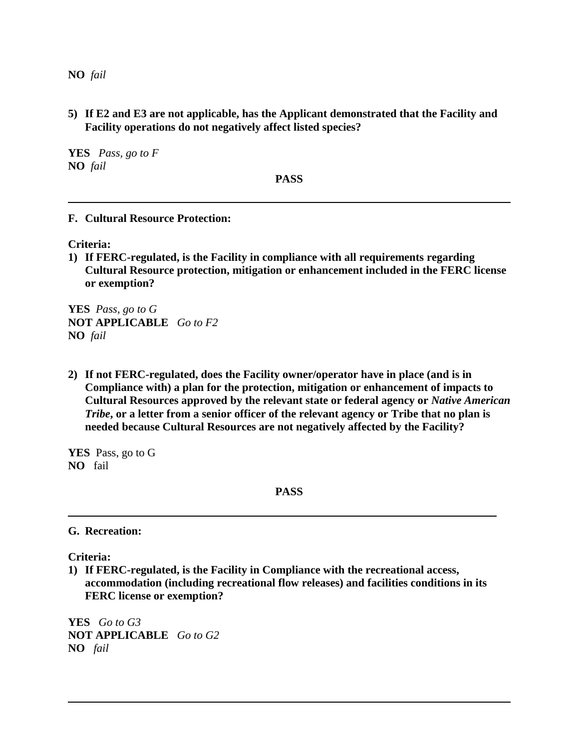**NO** *fail*

**5) If E2 and E3 are not applicable, has the Applicant demonstrated that the Facility and Facility operations do not negatively affect listed species?**

**YES** *Pass, go to F*
**NO** *fail*

**PASS**

---

**F. Cultural Resource Protection:**

**Criteria:**

**1) If FERC-regulated, is the Facility in compliance with all requirements regarding Cultural Resource protection, mitigation or enhancement included in the FERC license or exemption?**

**YES** *Pass, go to G*
**NOT APPLICABLE** *Go to F2*
**NO** *fail*

**2) If not FERC-regulated, does the Facility owner/operator have in place (and is in Compliance with) a plan for the protection, mitigation or enhancement of impacts to Cultural Resources approved by the relevant state or federal agency or *Native American Tribe*, or a letter from a senior officer of the relevant agency or Tribe that no plan is needed because Cultural Resources are not negatively affected by the Facility?**

**YES** Pass, go to G
**NO** fail

**PASS**

---

**G. Recreation:**

**Criteria:**

**1) If FERC-regulated, is the Facility in Compliance with the recreational access, accommodation (including recreational flow releases) and facilities conditions in its FERC license or exemption?**

**YES** *Go to G3*
**NOT APPLICABLE** *Go to G2*
**NO** *fail*

---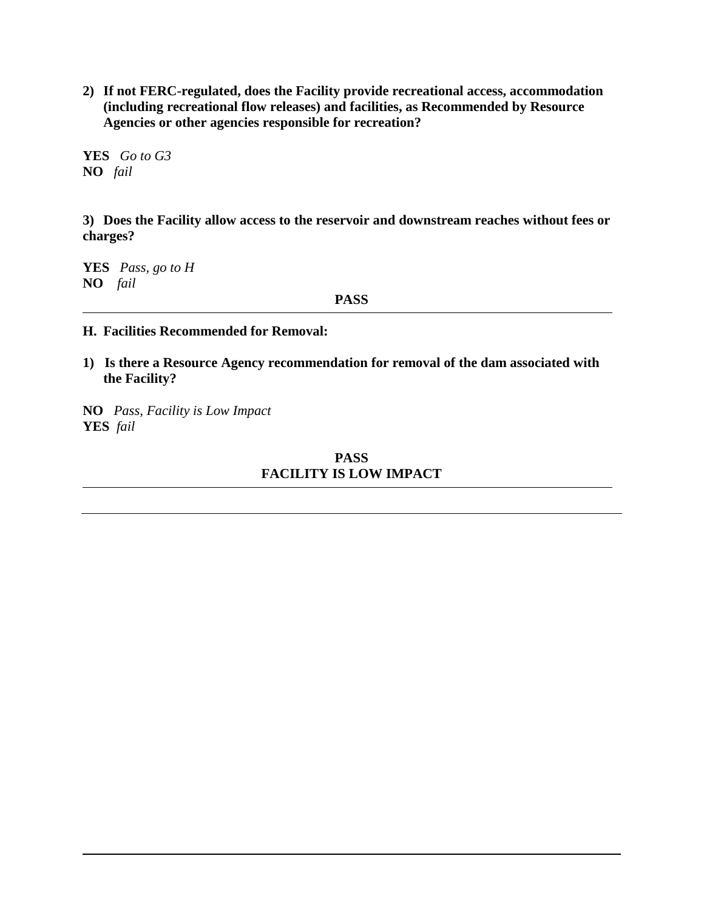**2) If not FERC-regulated, does the Facility provide recreational access, accommodation (including recreational flow releases) and facilities, as Recommended by Resource Agencies or other agencies responsible for recreation?**

**YES** *Go to G3*
**NO** *fail*

**3) Does the Facility allow access to the reservoir and downstream reaches without fees or charges?**

**YES** *Pass, go to H*
**NO** *fail*

**PASS**

---

## H. Facilities Recommended for Removal:

**1) Is there a Resource Agency recommendation for removal of the dam associated with the Facility?**

**NO** *Pass, Facility is Low Impact*
**YES** *fail*

**PASS**
**FACILITY IS LOW IMPACT**

---